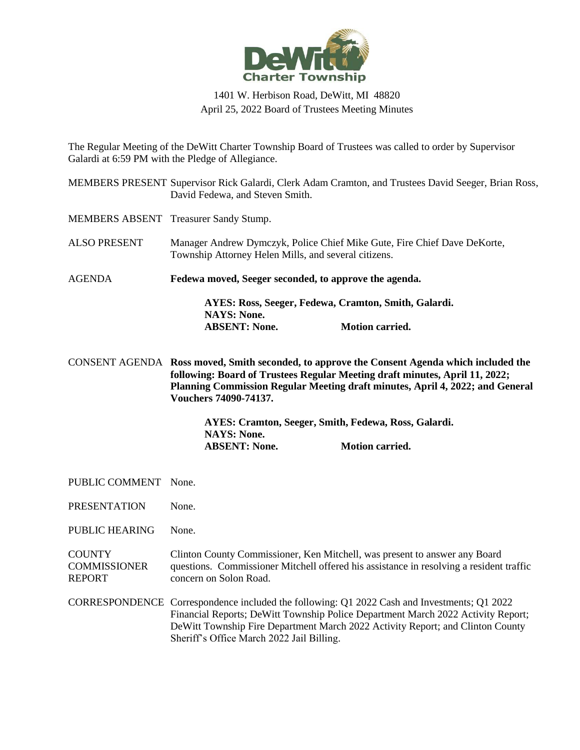DeWitt Charter Township

1401 W. Herbison Road, DeWitt, MI 48820
April 25, 2022 Board of Trustees Meeting Minutes

The Regular Meeting of the DeWitt Charter Township Board of Trustees was called to order by Supervisor Galardi at 6:59 PM with the Pledge of Allegiance.

MEMBERS PRESENT Supervisor Rick Galardi, Clerk Adam Cramton, and Trustees David Seeger, Brian Ross, David Fedewa, and Steven Smith.

MEMBERS ABSENT Treasurer Sandy Stump.

ALSO PRESENT Manager Andrew Dymczyk, Police Chief Mike Gute, Fire Chief Dave DeKorte, Township Attorney Helen Mills, and several citizens.

AGENDA **Fedewa moved, Seeger seconded, to approve the agenda.**

**AYES: Ross, Seeger, Fedewa, Cramton, Smith, Galardi.**
**NAYS: None.**
**ABSENT: None.** **Motion carried.**

CONSENT AGENDA **Ross moved, Smith seconded, to approve the Consent Agenda which included the following: Board of Trustees Regular Meeting draft minutes, April 11, 2022; Planning Commission Regular Meeting draft minutes, April 4, 2022; and General Vouchers 74090-74137.**

**AYES: Cramton, Seeger, Smith, Fedewa, Ross, Galardi.**
**NAYS: None.**
**ABSENT: None.** **Motion carried.**

PUBLIC COMMENT None.

PRESENTATION None.

PUBLIC HEARING None.

COUNTY COMMISSIONER REPORT Clinton County Commissioner, Ken Mitchell, was present to answer any Board questions. Commissioner Mitchell offered his assistance in resolving a resident traffic concern on Solon Road.

CORRESPONDENCE Correspondence included the following: Q1 2022 Cash and Investments; Q1 2022 Financial Reports; DeWitt Township Police Department March 2022 Activity Report; DeWitt Township Fire Department March 2022 Activity Report; and Clinton County Sheriff's Office March 2022 Jail Billing.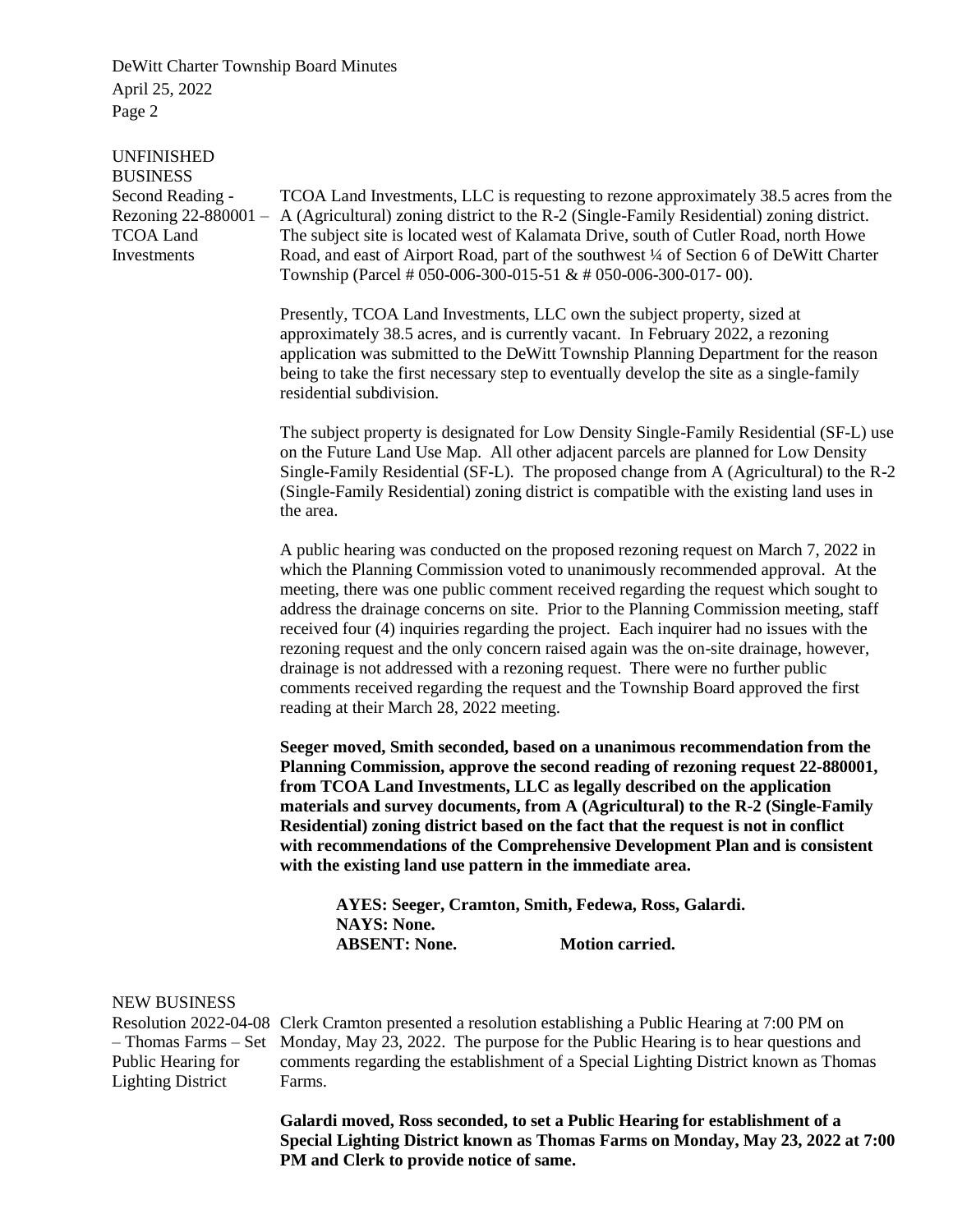UNFINISHED BUSINESS

Second Reading - Rezoning 22-880001 – TCOA Land Investments

TCOA Land Investments, LLC is requesting to rezone approximately 38.5 acres from the A (Agricultural) zoning district to the R-2 (Single-Family Residential) zoning district. The subject site is located west of Kalamata Drive, south of Cutler Road, north Howe Road, and east of Airport Road, part of the southwest ¼ of Section 6 of DeWitt Charter Township (Parcel # 050-006-300-015-51 & # 050-006-300-017- 00).

Presently, TCOA Land Investments, LLC own the subject property, sized at approximately 38.5 acres, and is currently vacant. In February 2022, a rezoning application was submitted to the DeWitt Township Planning Department for the reason being to take the first necessary step to eventually develop the site as a single-family residential subdivision.

The subject property is designated for Low Density Single-Family Residential (SF-L) use on the Future Land Use Map. All other adjacent parcels are planned for Low Density Single-Family Residential (SF-L). The proposed change from A (Agricultural) to the R-2 (Single-Family Residential) zoning district is compatible with the existing land uses in the area.

A public hearing was conducted on the proposed rezoning request on March 7, 2022 in which the Planning Commission voted to unanimously recommended approval. At the meeting, there was one public comment received regarding the request which sought to address the drainage concerns on site. Prior to the Planning Commission meeting, staff received four (4) inquiries regarding the project. Each inquirer had no issues with the rezoning request and the only concern raised again was the on-site drainage, however, drainage is not addressed with a rezoning request. There were no further public comments received regarding the request and the Township Board approved the first reading at their March 28, 2022 meeting.

**Seeger moved, Smith seconded, based on a unanimous recommendation from the Planning Commission, approve the second reading of rezoning request 22-880001, from TCOA Land Investments, LLC as legally described on the application materials and survey documents, from A (Agricultural) to the R-2 (Single-Family Residential) zoning district based on the fact that the request is not in conflict with recommendations of the Comprehensive Development Plan and is consistent with the existing land use pattern in the immediate area.**

**AYES: Seeger, Cramton, Smith, Fedewa, Ross, Galardi.**
**NAYS: None.**
**ABSENT: None.** **Motion carried.**

NEW BUSINESS

Resolution 2022-04-08 – Thomas Farms – Set Public Hearing for Lighting District

Clerk Cramton presented a resolution establishing a Public Hearing at 7:00 PM on Monday, May 23, 2022. The purpose for the Public Hearing is to hear questions and comments regarding the establishment of a Special Lighting District known as Thomas Farms.

**Galardi moved, Ross seconded, to set a Public Hearing for establishment of a Special Lighting District known as Thomas Farms on Monday, May 23, 2022 at 7:00 PM and Clerk to provide notice of same.**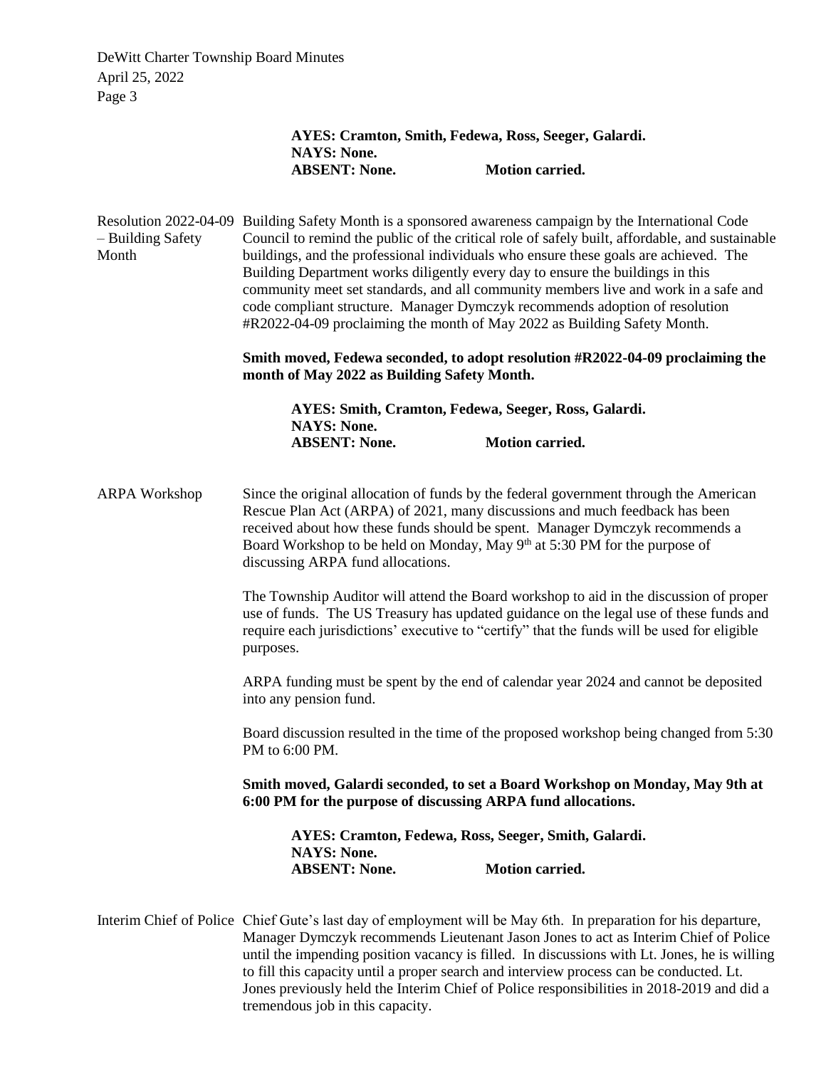**AYES: Cramton, Smith, Fedewa, Ross, Seeger, Galardi.**
**NAYS: None.**
**ABSENT: None. Motion carried.**

Resolution 2022-04-09 – Building Safety Month

Building Safety Month is a sponsored awareness campaign by the International Code Council to remind the public of the critical role of safely built, affordable, and sustainable buildings, and the professional individuals who ensure these goals are achieved. The Building Department works diligently every day to ensure the buildings in this community meet set standards, and all community members live and work in a safe and code compliant structure. Manager Dymczyk recommends adoption of resolution #R2022-04-09 proclaiming the month of May 2022 as Building Safety Month.

**Smith moved, Fedewa seconded, to adopt resolution #R2022-04-09 proclaiming the month of May 2022 as Building Safety Month.**

**AYES: Smith, Cramton, Fedewa, Seeger, Ross, Galardi.**
**NAYS: None.**
**ABSENT: None. Motion carried.**

ARPA Workshop

Since the original allocation of funds by the federal government through the American Rescue Plan Act (ARPA) of 2021, many discussions and much feedback has been received about how these funds should be spent. Manager Dymczyk recommends a Board Workshop to be held on Monday, May 9th at 5:30 PM for the purpose of discussing ARPA fund allocations.

The Township Auditor will attend the Board workshop to aid in the discussion of proper use of funds. The US Treasury has updated guidance on the legal use of these funds and require each jurisdictions' executive to "certify" that the funds will be used for eligible purposes.

ARPA funding must be spent by the end of calendar year 2024 and cannot be deposited into any pension fund.

Board discussion resulted in the time of the proposed workshop being changed from 5:30 PM to 6:00 PM.

**Smith moved, Galardi seconded, to set a Board Workshop on Monday, May 9th at 6:00 PM for the purpose of discussing ARPA fund allocations.**

**AYES: Cramton, Fedewa, Ross, Seeger, Smith, Galardi.**
**NAYS: None.**
**ABSENT: None. Motion carried.**

Interim Chief of Police

Chief Gute's last day of employment will be May 6th. In preparation for his departure, Manager Dymczyk recommends Lieutenant Jason Jones to act as Interim Chief of Police until the impending position vacancy is filled. In discussions with Lt. Jones, he is willing to fill this capacity until a proper search and interview process can be conducted. Lt. Jones previously held the Interim Chief of Police responsibilities in 2018-2019 and did a tremendous job in this capacity.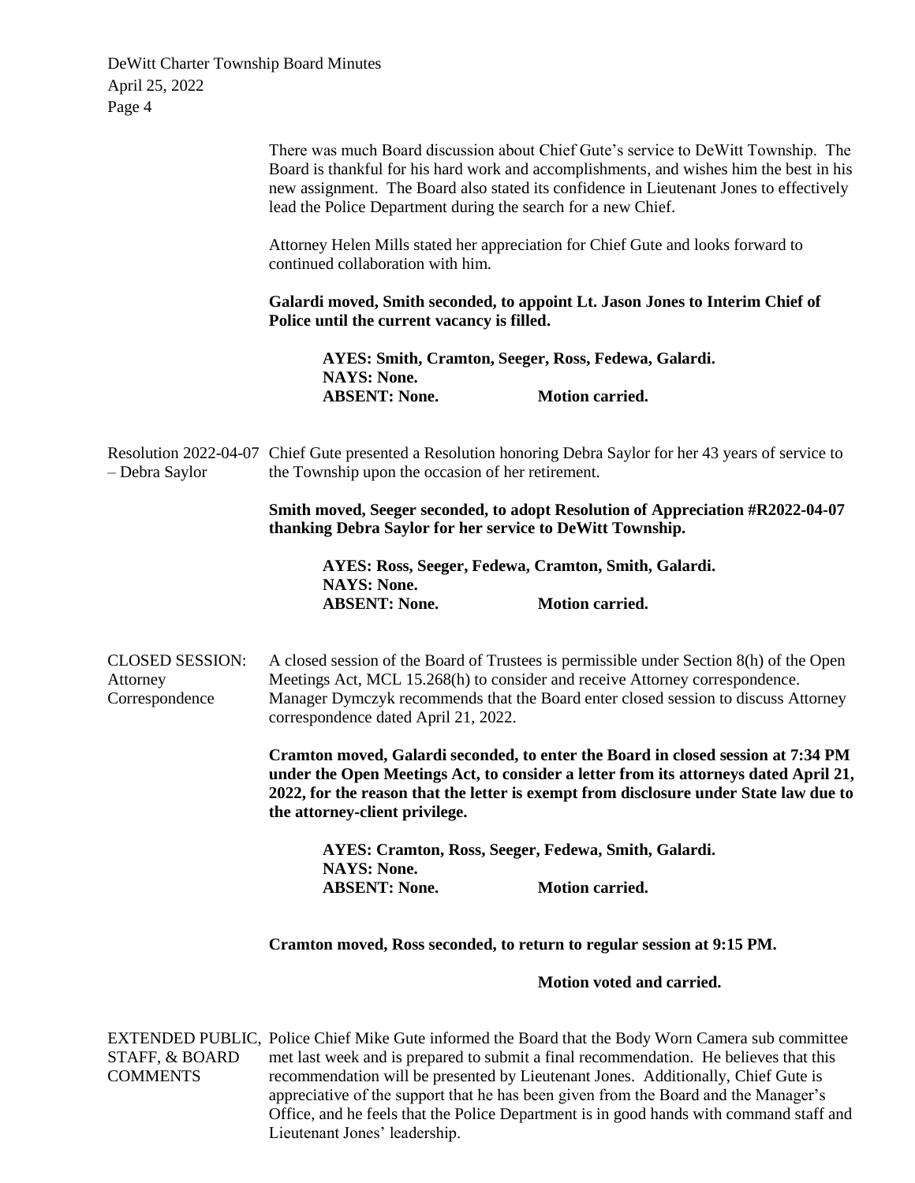There was much Board discussion about Chief Gute's service to DeWitt Township. The Board is thankful for his hard work and accomplishments, and wishes him the best in his new assignment. The Board also stated its confidence in Lieutenant Jones to effectively lead the Police Department during the search for a new Chief.

Attorney Helen Mills stated her appreciation for Chief Gute and looks forward to continued collaboration with him.

**Galardi moved, Smith seconded, to appoint Lt. Jason Jones to Interim Chief of Police until the current vacancy is filled.**

**AYES: Smith, Cramton, Seeger, Ross, Fedewa, Galardi.**
**NAYS: None.**
**ABSENT: None. Motion carried.**

Resolution 2022-04-07 – Debra Saylor

Chief Gute presented a Resolution honoring Debra Saylor for her 43 years of service to the Township upon the occasion of her retirement.

**Smith moved, Seeger seconded, to adopt Resolution of Appreciation #R2022-04-07 thanking Debra Saylor for her service to DeWitt Township.**

**AYES: Ross, Seeger, Fedewa, Cramton, Smith, Galardi.**
**NAYS: None.**
**ABSENT: None. Motion carried.**

CLOSED SESSION: Attorney Correspondence

A closed session of the Board of Trustees is permissible under Section 8(h) of the Open Meetings Act, MCL 15.268(h) to consider and receive Attorney correspondence. Manager Dymczyk recommends that the Board enter closed session to discuss Attorney correspondence dated April 21, 2022.

**Cramton moved, Galardi seconded, to enter the Board in closed session at 7:34 PM under the Open Meetings Act, to consider a letter from its attorneys dated April 21, 2022, for the reason that the letter is exempt from disclosure under State law due to the attorney-client privilege.**

**AYES: Cramton, Ross, Seeger, Fedewa, Smith, Galardi.**
**NAYS: None.**
**ABSENT: None. Motion carried.**

**Cramton moved, Ross seconded, to return to regular session at 9:15 PM.**

**Motion voted and carried.**

EXTENDED PUBLIC, STAFF, & BOARD COMMENTS

Police Chief Mike Gute informed the Board that the Body Worn Camera sub committee met last week and is prepared to submit a final recommendation. He believes that this recommendation will be presented by Lieutenant Jones. Additionally, Chief Gute is appreciative of the support that he has been given from the Board and the Manager's Office, and he feels that the Police Department is in good hands with command staff and Lieutenant Jones' leadership.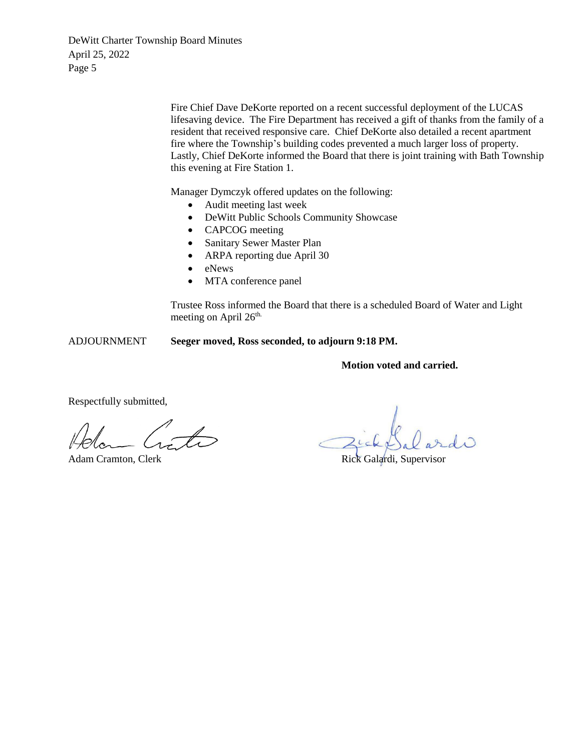Fire Chief Dave DeKorte reported on a recent successful deployment of the LUCAS lifesaving device. The Fire Department has received a gift of thanks from the family of a resident that received responsive care. Chief DeKorte also detailed a recent apartment fire where the Township's building codes prevented a much larger loss of property. Lastly, Chief DeKorte informed the Board that there is joint training with Bath Township this evening at Fire Station 1.

Manager Dymczyk offered updates on the following:

- Audit meeting last week
- DeWitt Public Schools Community Showcase
- CAPCOG meeting
- Sanitary Sewer Master Plan
- ARPA reporting due April 30
- eNews
- MTA conference panel

Trustee Ross informed the Board that there is a scheduled Board of Water and Light meeting on April 26th.

ADJOURNMENT **Seeger moved, Ross seconded, to adjourn 9:18 PM.**

**Motion voted and carried.**

Respectfully submitted,

Adam Cramton, Clerk

Rick Galardi, Supervisor